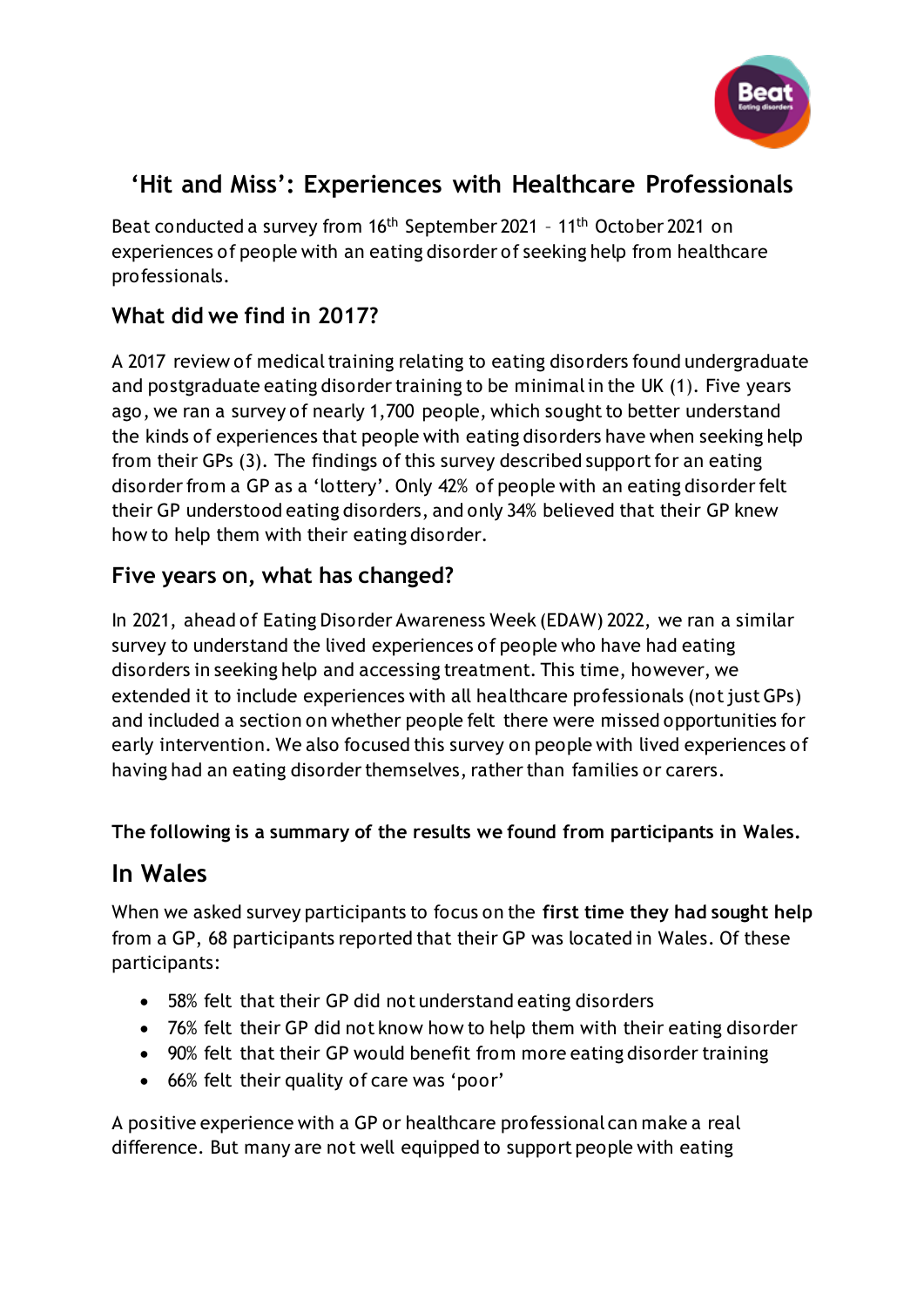# 'Hit and Miss': Experiences with Healthcare Professionals

Beat conducted a survey from 16th September 2021 – 11th October 2021 on experiences of people with an eating disorder of seeking help from healthcare professionals.

## What did we find in 2017?

A 2017 review of medical training relating to eating disorders found undergraduate and postgraduate eating disorder training to be minimal in the UK (1). Five years ago, we ran a survey of nearly 1,700 people, which sought to better understand the kinds of experiences that people with eating disorders have when seeking help from their GPs (3). The findings of this survey described support for an eating disorder from a GP as a 'lottery'. Only 42% of people with an eating disorder felt their GP understood eating disorders, and only 34% believed that their GP knew how to help them with their eating disorder.

## Five years on, what has changed?

In 2021, ahead of Eating Disorder Awareness Week (EDAW) 2022, we ran a similar survey to understand the lived experiences of people who have had eating disorders in seeking help and accessing treatment. This time, however, we extended it to include experiences with all healthcare professionals (not just GPs) and included a section on whether people felt there were missed opportunities for early intervention. We also focused this survey on people with lived experiences of having had an eating disorder themselves, rather than families or carers.

**The following is a summary of the results we found from participants in Wales.**

## In Wales

When we asked survey participants to focus on the **first time they had sought help** from a GP, 68 participants reported that their GP was located in Wales. Of these participants:

- 58% felt that their GP did not understand eating disorders
- 76% felt their GP did not know how to help them with their eating disorder
- 90% felt that their GP would benefit from more eating disorder training
- 66% felt their quality of care was 'poor'

A positive experience with a GP or healthcare professional can make a real difference. But many are not well equipped to support people with eating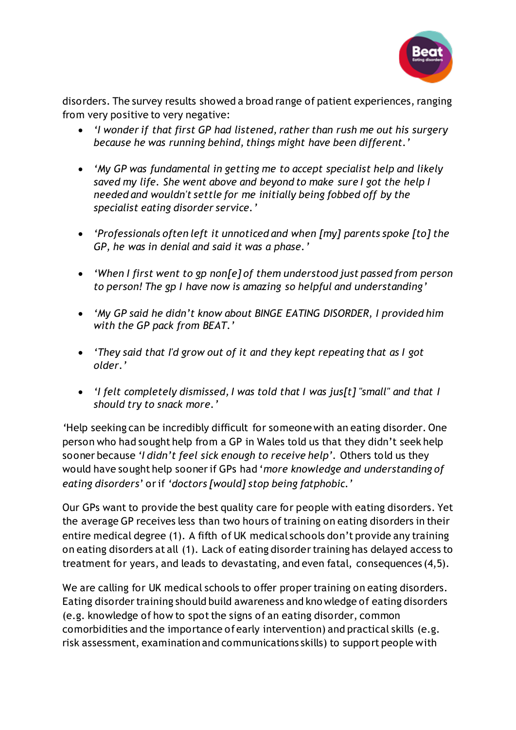disorders. The survey results showed a broad range of patient experiences, ranging from very positive to very negative:

- *'I wonder if that first GP had listened, rather than rush me out his surgery because he was running behind, things might have been different.'*
- *'My GP was fundamental in getting me to accept specialist help and likely saved my life. She went above and beyond to make sure I got the help I needed and wouldn't settle for me initially being fobbed off by the specialist eating disorder service.'*
- *'Professionals often left it unnoticed and when [my] parents spoke [to] the GP, he was in denial and said it was a phase.'*
- *'When I first went to gp non[e] of them understood just passed from person to person! The gp I have now is amazing so helpful and understanding'*
- *'My GP said he didn't know about BINGE EATING DISORDER, I provided him with the GP pack from BEAT.'*
- *'They said that I'd grow out of it and they kept repeating that as I got older.'*
- *'I felt completely dismissed, I was told that I was jus[t] "small" and that I should try to snack more.'*

'Help seeking can be incredibly difficult for someone with an eating disorder. One person who had sought help from a GP in Wales told us that they didn't seek help sooner because *'I didn't feel sick enough to receive help'*. Others told us they would have sought help sooner if GPs had '*more knowledge and understanding of eating disorders*' or if *'doctors [would] stop being fatphobic.'*

Our GPs want to provide the best quality care for people with eating disorders. Yet the average GP receives less than two hours of training on eating disorders in their entire medical degree (1). A fifth of UK medical schools don't provide any training on eating disorders at all (1). Lack of eating disorder training has delayed access to treatment for years, and leads to devastating, and even fatal, consequences (4,5).

We are calling for UK medical schools to offer proper training on eating disorders. Eating disorder training should build awareness and knowledge of eating disorders (e.g. knowledge of how to spot the signs of an eating disorder, common comorbidities and the importance of early intervention) and practical skills (e.g. risk assessment, examination and communications skills) to support people with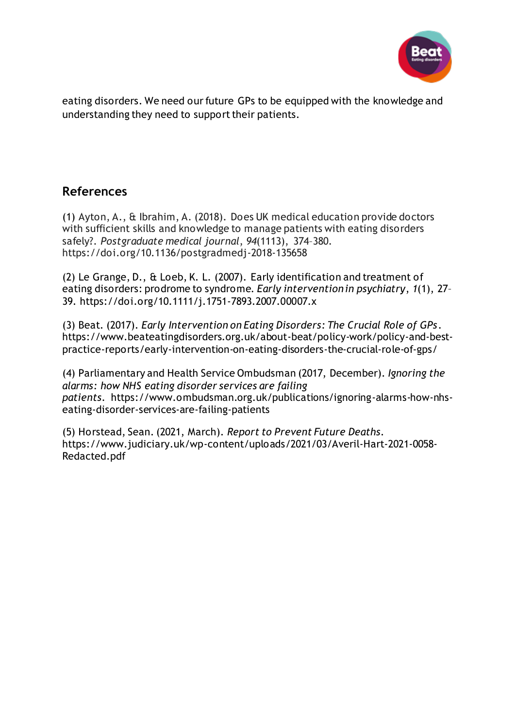eating disorders. We need our future GPs to be equipped with the knowledge and understanding they need to support their patients.

## References

(1) Ayton, A., & Ibrahim, A. (2018). Does UK medical education provide doctors with sufficient skills and knowledge to manage patients with eating disorders safely?. *Postgraduate medical journal*, *94*(1113), 374–380. https://doi.org/10.1136/postgradmedj-2018-135658

(2) Le Grange, D., & Loeb, K. L. (2007). Early identification and treatment of eating disorders: prodrome to syndrome. *Early intervention in psychiatry*, *1*(1), 27–39. https://doi.org/10.1111/j.1751-7893.2007.00007.x

(3) Beat. (2017). *Early Intervention on Eating Disorders: The Crucial Role of GPs*. https://www.beateatingdisorders.org.uk/about-beat/policy-work/policy-and-best-practice-reports/early-intervention-on-eating-disorders-the-crucial-role-of-gps/

(4) Parliamentary and Health Service Ombudsman (2017, December). *Ignoring the alarms: how NHS eating disorder services are failing patients*. https://www.ombudsman.org.uk/publications/ignoring-alarms-how-nhs-eating-disorder-services-are-failing-patients

(5) Horstead, Sean. (2021, March). *Report to Prevent Future Deaths*. https://www.judiciary.uk/wp-content/uploads/2021/03/Averil-Hart-2021-0058-Redacted.pdf